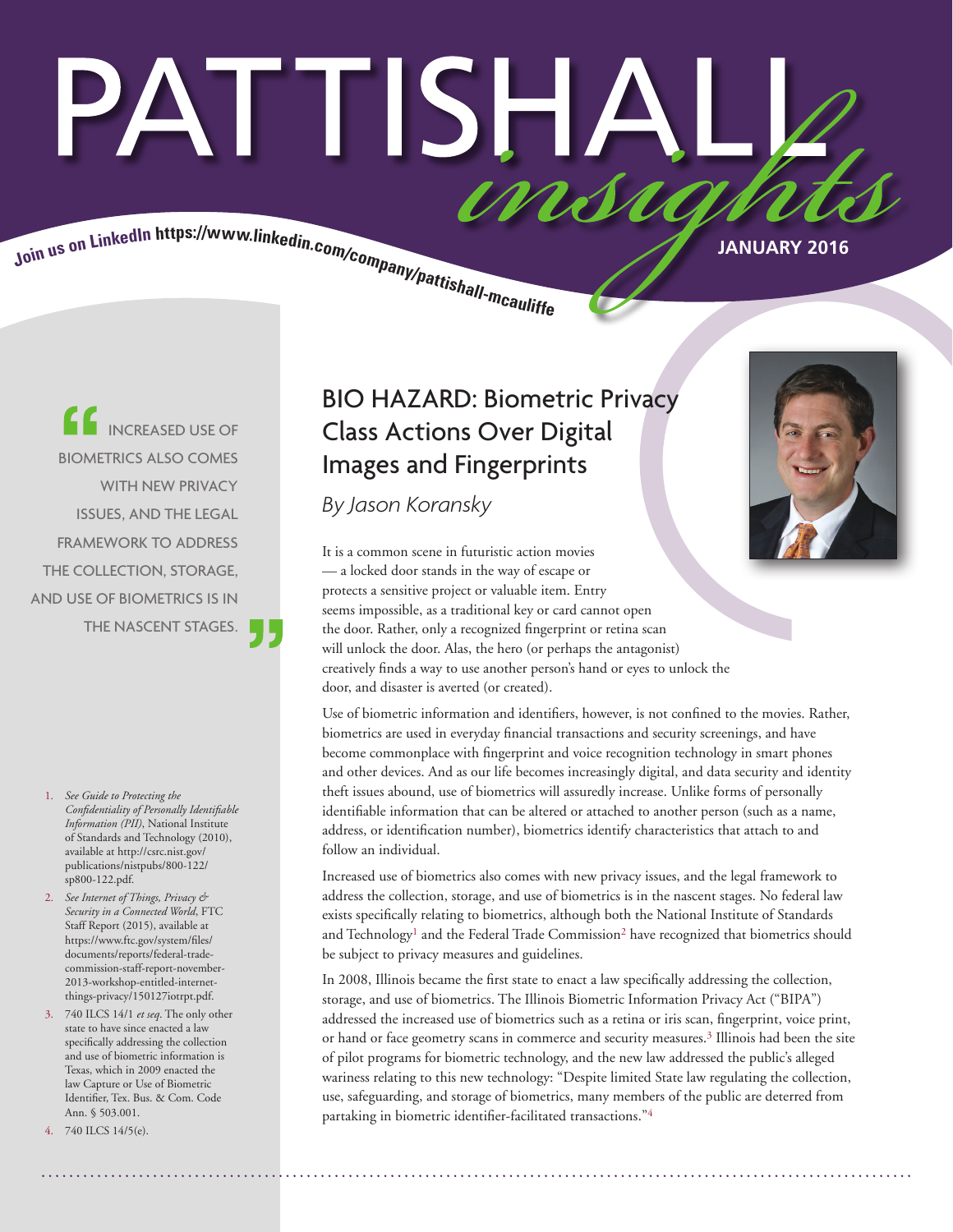# PATTISHALL *insights*

Join us on LinkedIn https://www.linkedin.com/company/pattishall-mcauliffe

JANUARY 2016

## BIO HAZARD: Biometric Privacy Class Actions Over Digital Images and Fingerprints

*By Jason Koransky*

> "INCREASED USE OF BIOMETRICS ALSO COMES WITH NEW PRIVACY ISSUES, AND THE LEGAL FRAMEWORK TO ADDRESS THE COLLECTION, STORAGE, AND USE OF BIOMETRICS IS IN THE NASCENT STAGES."

It is a common scene in futuristic action movies — a locked door stands in the way of escape or protects a sensitive project or valuable item. Entry seems impossible, as a traditional key or card cannot open the door. Rather, only a recognized fingerprint or retina scan will unlock the door. Alas, the hero (or perhaps the antagonist) creatively finds a way to use another person's hand or eyes to unlock the door, and disaster is averted (or created).

Use of biometric information and identifiers, however, is not confined to the movies. Rather, biometrics are used in everyday financial transactions and security screenings, and have become commonplace with fingerprint and voice recognition technology in smart phones and other devices. And as our life becomes increasingly digital, and data security and identity theft issues abound, use of biometrics will assuredly increase. Unlike forms of personally identifiable information that can be altered or attached to another person (such as a name, address, or identification number), biometrics identify characteristics that attach to and follow an individual.

Increased use of biometrics also comes with new privacy issues, and the legal framework to address the collection, storage, and use of biometrics is in the nascent stages. No federal law exists specifically relating to biometrics, although both the National Institute of Standards and Technology[1] and the Federal Trade Commission[2] have recognized that biometrics should be subject to privacy measures and guidelines.

In 2008, Illinois became the first state to enact a law specifically addressing the collection, storage, and use of biometrics. The Illinois Biometric Information Privacy Act ("BIPA") addressed the increased use of biometrics such as a retina or iris scan, fingerprint, voice print, or hand or face geometry scans in commerce and security measures.[3] Illinois had been the site of pilot programs for biometric technology, and the new law addressed the public's alleged wariness relating to this new technology: "Despite limited State law regulating the collection, use, safeguarding, and storage of biometrics, many members of the public are deterred from partaking in biometric identifier-facilitated transactions."[4]

1. *See Guide to Protecting the Confidentiality of Personally Identifiable Information (PII)*, National Institute of Standards and Technology (2010), available at http://csrc.nist.gov/publications/nistpubs/800-122/sp800-122.pdf.
2. *See Internet of Things, Privacy & Security in a Connected World*, FTC Staff Report (2015), available at https://www.ftc.gov/system/files/documents/reports/federal-trade-commission-staff-report-november-2013-workshop-entitled-internet-things-privacy/150127iotrpt.pdf.
3. 740 ILCS 14/1 *et seq.* The only other state to have since enacted a law specifically addressing the collection and use of biometric information is Texas, which in 2009 enacted the law Capture or Use of Biometric Identifier, Tex. Bus. & Com. Code Ann. § 503.001.
4. 740 ILCS 14/5(e).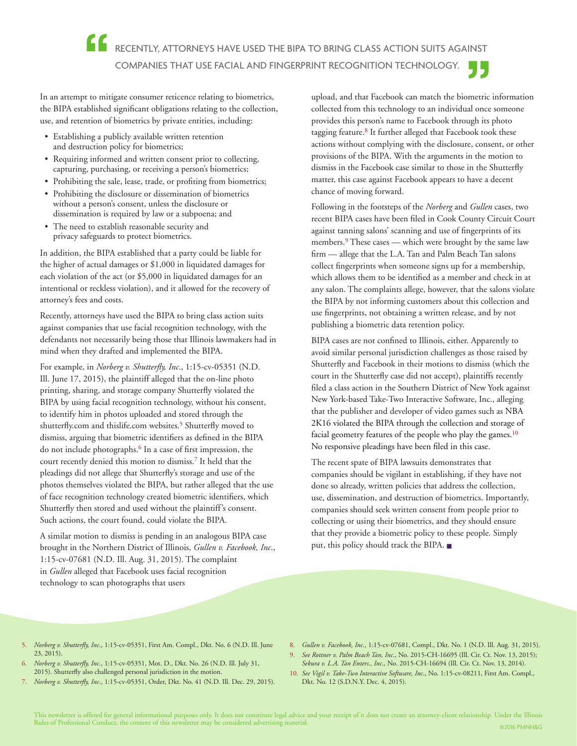> "RECENTLY, ATTORNEYS HAVE USED THE BIPA TO BRING CLASS ACTION SUITS AGAINST COMPANIES THAT USE FACIAL AND FINGERPRINT RECOGNITION TECHNOLOGY."

In an attempt to mitigate consumer reticence relating to biometrics, the BIPA established significant obligations relating to the collection, use, and retention of biometrics by private entities, including:

- Establishing a publicly available written retention and destruction policy for biometrics;
- Requiring informed and written consent prior to collecting, capturing, purchasing, or receiving a person's biometrics;
- Prohibiting the sale, lease, trade, or profiting from biometrics;
- Prohibiting the disclosure or dissemination of biometrics without a person's consent, unless the disclosure or dissemination is required by law or a subpoena; and
- The need to establish reasonable security and privacy safeguards to protect biometrics.

In addition, the BIPA established that a party could be liable for the higher of actual damages or $1,000 in liquidated damages for each violation of the act (or $5,000 in liquidated damages for an intentional or reckless violation), and it allowed for the recovery of attorney's fees and costs.

Recently, attorneys have used the BIPA to bring class action suits against companies that use facial recognition technology, with the defendants not necessarily being those that Illinois lawmakers had in mind when they drafted and implemented the BIPA.

For example, in *Norberg v. Shutterfly, Inc.*, 1:15-cv-05351 (N.D. Ill. June 17, 2015), the plaintiff alleged that the on-line photo printing, sharing, and storage company Shutterfly violated the BIPA by using facial recognition technology, without his consent, to identify him in photos uploaded and stored through the shutterfly.com and thislife.com websites.[5] Shutterfly moved to dismiss, arguing that biometric identifiers as defined in the BIPA do not include photographs.[6] In a case of first impression, the court recently denied this motion to dismiss.[7] It held that the pleadings did not allege that Shutterfly's storage and use of the photos themselves violated the BIPA, but rather alleged that the use of face recognition technology created biometric identifiers, which Shutterfly then stored and used without the plaintiff's consent. Such actions, the court found, could violate the BIPA.

A similar motion to dismiss is pending in an analogous BIPA case brought in the Northern District of Illinois, *Gullen v. Facebook, Inc.*, 1:15-cv-07681 (N.D. Ill. Aug. 31, 2015). The complaint in *Gullen* alleged that Facebook uses facial recognition technology to scan photographs that users upload, and that Facebook can match the biometric information collected from this technology to an individual once someone provides this person's name to Facebook through its photo tagging feature.[8] It further alleged that Facebook took these actions without complying with the disclosure, consent, or other provisions of the BIPA. With the arguments in the motion to dismiss in the Facebook case similar to those in the Shutterfly matter, this case against Facebook appears to have a decent chance of moving forward.

Following in the footsteps of the *Norberg* and *Gullen* cases, two recent BIPA cases have been filed in Cook County Circuit Court against tanning salons' scanning and use of fingerprints of its members.[9] These cases — which were brought by the same law firm — allege that the L.A. Tan and Palm Beach Tan salons collect fingerprints when someone signs up for a membership, which allows them to be identified as a member and check in at any salon. The complaints allege, however, that the salons violate the BIPA by not informing customers about this collection and use fingerprints, not obtaining a written release, and by not publishing a biometric data retention policy.

BIPA cases are not confined to Illinois, either. Apparently to avoid similar personal jurisdiction challenges as those raised by Shutterfly and Facebook in their motions to dismiss (which the court in the Shutterfly case did not accept), plaintiffs recently filed a class action in the Southern District of New York against New York-based Take-Two Interactive Software, Inc., alleging that the publisher and developer of video games such as NBA 2K16 violated the BIPA through the collection and storage of facial geometry features of the people who play the games.[10] No responsive pleadings have been filed in this case.

The recent spate of BIPA lawsuits demonstrates that companies should be vigilant in establishing, if they have not done so already, written policies that address the collection, use, dissemination, and destruction of biometrics. Importantly, companies should seek written consent from people prior to collecting or using their biometrics, and they should ensure that they provide a biometric policy to these people. Simply put, this policy should track the BIPA. ■

---

5. *Norberg v. Shutterfly, Inc.*, 1:15-cv-05351, First Am. Compl., Dkt. No. 6 (N.D. Ill. June 23, 2015).
6. *Norberg v. Shutterfly, Inc.*, 1:15-cv-05351, Mot. D., Dkt. No. 26 (N.D. Ill. July 31, 2015). Shutterfly also challenged personal jurisdiction in the motion.
7. *Norberg v. Shutterfly, Inc.*, 1:15-cv-05351, Order, Dkt. No. 41 (N.D. Ill. Dec. 29, 2015).
8. *Gullen v. Facebook, Inc.*, 1:15-cv-07681, Compl., Dkt. No. 1 (N.D. Ill. Aug. 31, 2015).
9. *See Rottner v. Palm Beach Tan, Inc.*, No. 2015-CH-16695 (Ill. Cir. Ct. Nov. 13, 2015); *Sekura v. L.A. Tan Enters., Inc.*, No. 2015-CH-16694 (Ill. Cir. Ct. Nov. 13, 2014).
10. *See Vigil v. Take-Two Interactive Software, Inc.*, No. 1:15-cv-08211, First Am. Compl., Dkt. No. 12 (S.D.N.Y. Dec. 4, 2015).

This newsletter is offered for general informational purposes only. It does not constitute legal advice and your receipt of it does not create an attorney-client relationship. Under the Illinois Rules of Professional Conduct, the content of this newsletter may be considered advertising material.

©2016 PMNH&G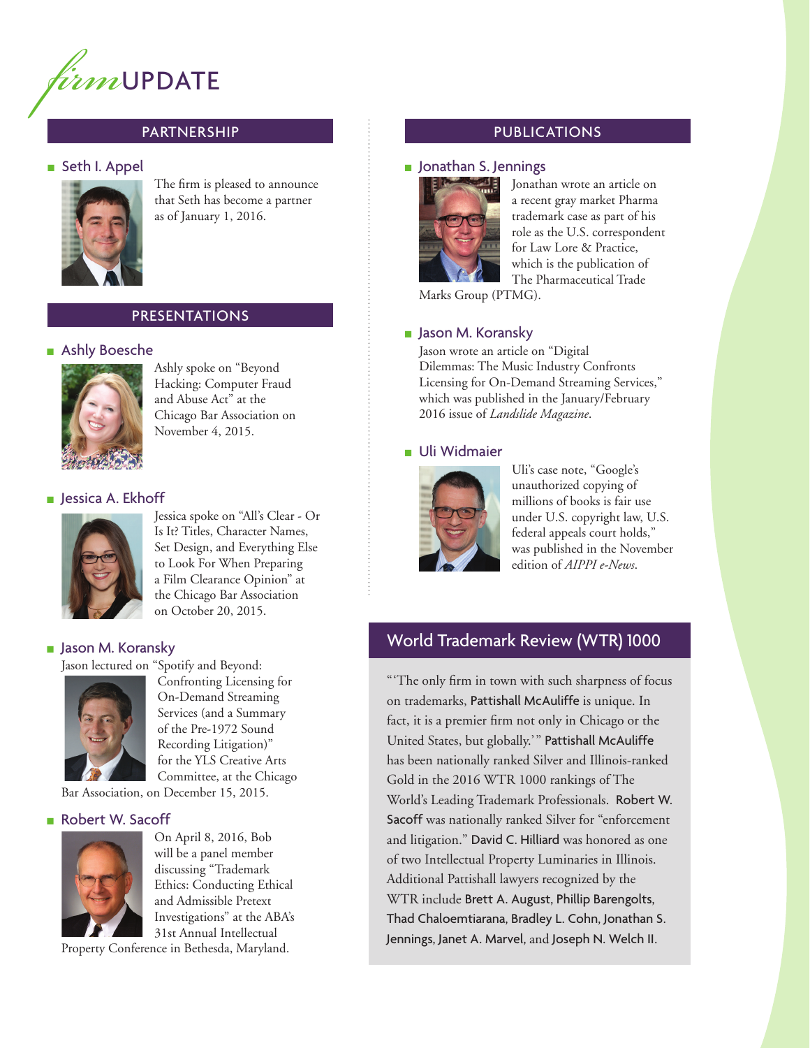# *firm*UPDATE

## PARTNERSHIP

### Seth I. Appel

The firm is pleased to announce that Seth has become a partner as of January 1, 2016.

## PRESENTATIONS

### Ashly Boesche

Ashly spoke on "Beyond Hacking: Computer Fraud and Abuse Act" at the Chicago Bar Association on November 4, 2015.

### Jessica A. Ekhoff

Jessica spoke on "All's Clear - Or Is It? Titles, Character Names, Set Design, and Everything Else to Look For When Preparing a Film Clearance Opinion" at the Chicago Bar Association on October 20, 2015.

### Jason M. Koransky

Jason lectured on "Spotify and Beyond: Confronting Licensing for On-Demand Streaming Services (and a Summary of the Pre-1972 Sound Recording Litigation)" for the YLS Creative Arts Committee, at the Chicago Bar Association, on December 15, 2015.

### Robert W. Sacoff

On April 8, 2016, Bob will be a panel member discussing "Trademark Ethics: Conducting Ethical and Admissible Pretext Investigations" at the ABA's 31st Annual Intellectual Property Conference in Bethesda, Maryland.

## PUBLICATIONS

### Jonathan S. Jennings

Jonathan wrote an article on a recent gray market Pharma trademark case as part of his role as the U.S. correspondent for Law Lore & Practice, which is the publication of The Pharmaceutical Trade Marks Group (PTMG).

### Jason M. Koransky

Jason wrote an article on "Digital Dilemmas: The Music Industry Confronts Licensing for On-Demand Streaming Services," which was published in the January/February 2016 issue of *Landslide Magazine*.

### Uli Widmaier

Uli's case note, "Google's unauthorized copying of millions of books is fair use under U.S. copyright law, U.S. federal appeals court holds," was published in the November edition of *AIPPI e-News*.

## World Trademark Review (WTR) 1000

"'The only firm in town with such sharpness of focus on trademarks, Pattishall McAuliffe is unique. In fact, it is a premier firm not only in Chicago or the United States, but globally.'" Pattishall McAuliffe has been nationally ranked Silver and Illinois-ranked Gold in the 2016 WTR 1000 rankings of The World's Leading Trademark Professionals. Robert W. Sacoff was nationally ranked Silver for "enforcement and litigation." David C. Hilliard was honored as one of two Intellectual Property Luminaries in Illinois. Additional Pattishall lawyers recognized by the WTR include Brett A. August, Phillip Barengolts, Thad Chaloemtiarana, Bradley L. Cohn, Jonathan S. Jennings, Janet A. Marvel, and Joseph N. Welch II.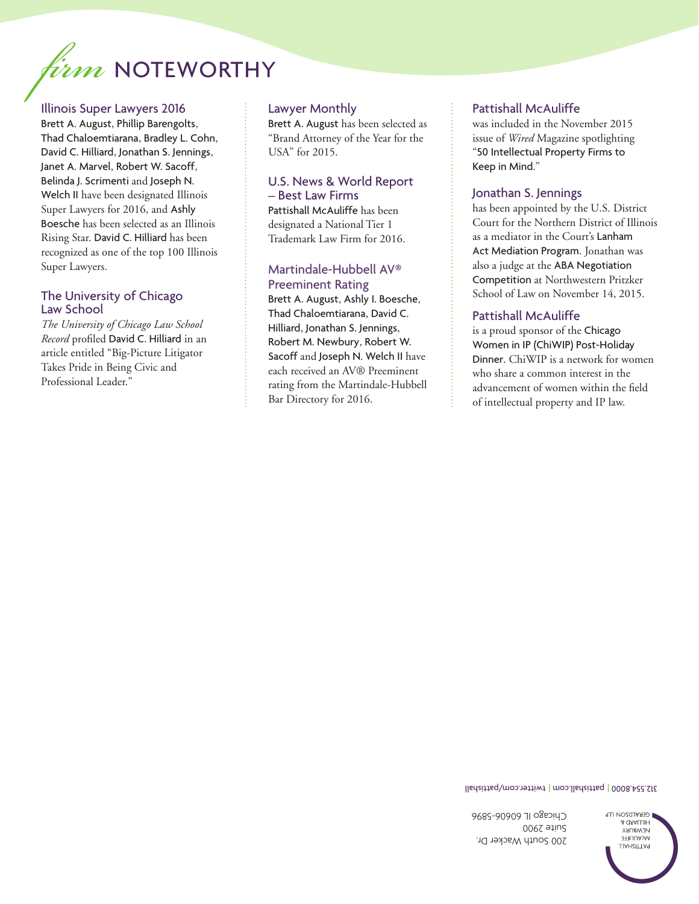# *firm* NOTEWORTHY

### Illinois Super Lawyers 2016

Brett A. August, Phillip Barengolts, Thad Chaloemtiarana, Bradley L. Cohn, David C. Hilliard, Jonathan S. Jennings, Janet A. Marvel, Robert W. Sacoff, Belinda J. Scrimenti and Joseph N. Welch II have been designated Illinois Super Lawyers for 2016, and Ashly Boesche has been selected as an Illinois Rising Star. David C. Hilliard has been recognized as one of the top 100 Illinois Super Lawyers.

### The University of Chicago Law School

*The University of Chicago Law School Record* profiled David C. Hilliard in an article entitled "Big-Picture Litigator Takes Pride in Being Civic and Professional Leader."

### Lawyer Monthly

Brett A. August has been selected as "Brand Attorney of the Year for the USA" for 2015.

### U.S. News & World Report – Best Law Firms

Pattishall McAuliffe has been designated a National Tier 1 Trademark Law Firm for 2016.

### Martindale-Hubbell AV® Preeminent Rating

Brett A. August, Ashly I. Boesche, Thad Chaloemtiarana, David C. Hilliard, Jonathan S. Jennings, Robert M. Newbury, Robert W. Sacoff and Joseph N. Welch II have each received an AV® Preeminent rating from the Martindale-Hubbell Bar Directory for 2016.

### Pattishall McAuliffe

was included in the November 2015 issue of *Wired* Magazine spotlighting "50 Intellectual Property Firms to Keep in Mind."

### Jonathan S. Jennings

has been appointed by the U.S. District Court for the Northern District of Illinois as a mediator in the Court's Lanham Act Mediation Program. Jonathan was also a judge at the ABA Negotiation Competition at Northwestern Pritzker School of Law on November 14, 2015.

### Pattishall McAuliffe

is a proud sponsor of the Chicago Women in IP (ChiWIP) Post-Holiday Dinner. ChiWIP is a network for women who share a common interest in the advancement of women within the field of intellectual property and IP law.

PATTISHALL MCAULIFFE NEWBURY HILLIARD & GERALDSON LLP

200 South Wacker Dr.
Suite 2900
Chicago IL 60606-5896

312.554.8000 | pattishall.com | twitter.com/pattishall